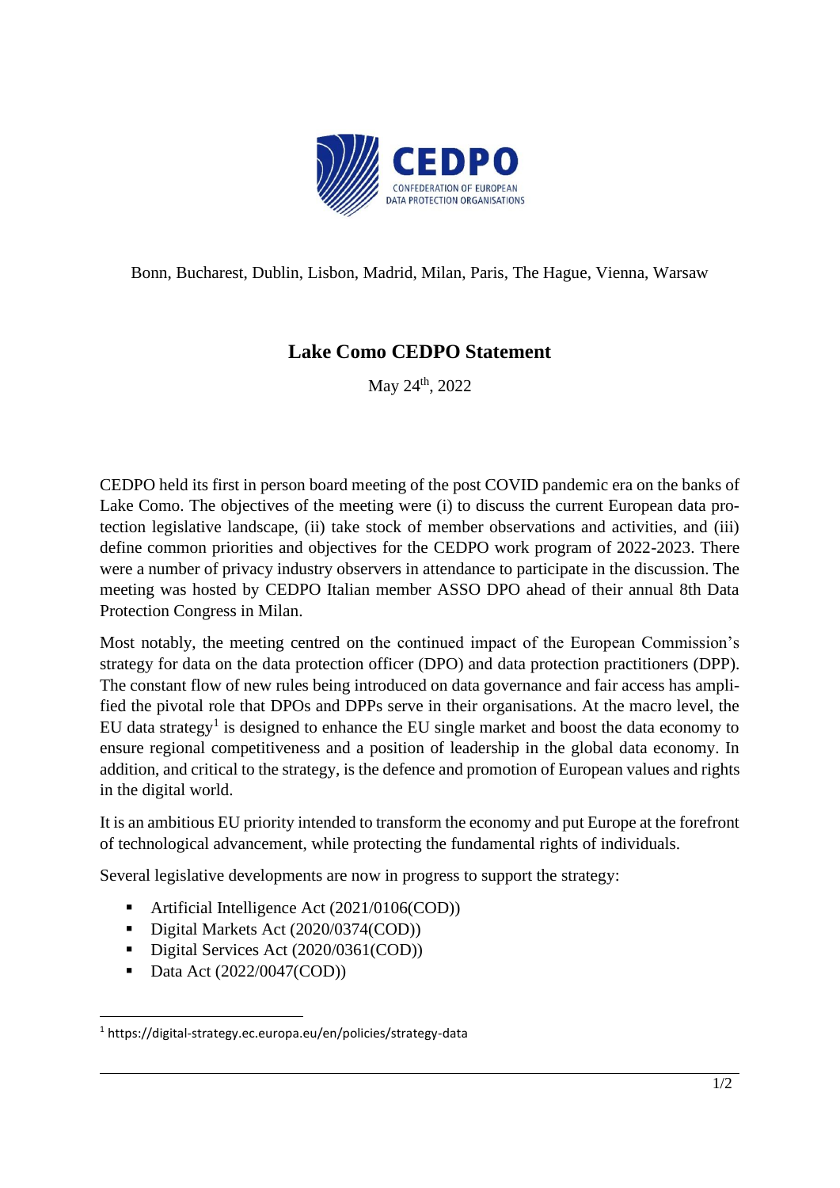CEDPO

CONFEDERATION OF EUROPEAN DATA PROTECTION ORGANISATIONS

Bonn, Bucharest, Dublin, Lisbon, Madrid, Milan, Paris, The Hague, Vienna, Warsaw

# Lake Como CEDPO Statement

May 24th, 2022

CEDPO held its first in person board meeting of the post COVID pandemic era on the banks of Lake Como. The objectives of the meeting were (i) to discuss the current European data protection legislative landscape, (ii) take stock of member observations and activities, and (iii) define common priorities and objectives for the CEDPO work program of 2022-2023. There were a number of privacy industry observers in attendance to participate in the discussion. The meeting was hosted by CEDPO Italian member ASSO DPO ahead of their annual 8th Data Protection Congress in Milan.

Most notably, the meeting centred on the continued impact of the European Commission's strategy for data on the data protection officer (DPO) and data protection practitioners (DPP). The constant flow of new rules being introduced on data governance and fair access has amplified the pivotal role that DPOs and DPPs serve in their organisations. At the macro level, the EU data strategy[1] is designed to enhance the EU single market and boost the data economy to ensure regional competitiveness and a position of leadership in the global data economy. In addition, and critical to the strategy, is the defence and promotion of European values and rights in the digital world.

It is an ambitious EU priority intended to transform the economy and put Europe at the forefront of technological advancement, while protecting the fundamental rights of individuals.

Several legislative developments are now in progress to support the strategy:

- Artificial Intelligence Act (2021/0106(COD))
- Digital Markets Act (2020/0374(COD))
- Digital Services Act (2020/0361(COD))
- Data Act (2022/0047(COD))

[1] https://digital-strategy.ec.europa.eu/en/policies/strategy-data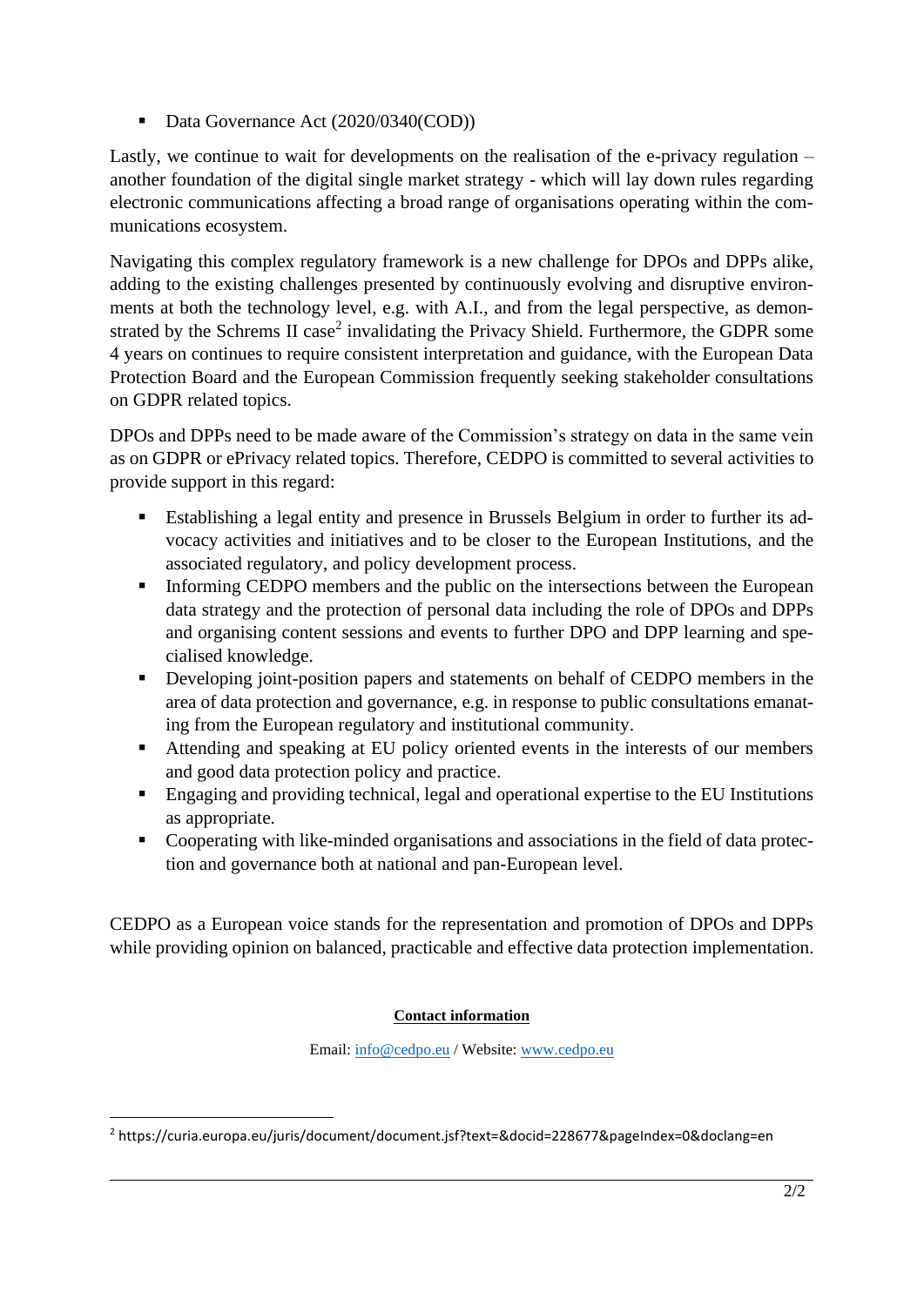- Data Governance Act (2020/0340(COD))

Lastly, we continue to wait for developments on the realisation of the e-privacy regulation – another foundation of the digital single market strategy - which will lay down rules regarding electronic communications affecting a broad range of organisations operating within the communications ecosystem.

Navigating this complex regulatory framework is a new challenge for DPOs and DPPs alike, adding to the existing challenges presented by continuously evolving and disruptive environments at both the technology level, e.g. with A.I., and from the legal perspective, as demonstrated by the Schrems II case[2] invalidating the Privacy Shield. Furthermore, the GDPR some 4 years on continues to require consistent interpretation and guidance, with the European Data Protection Board and the European Commission frequently seeking stakeholder consultations on GDPR related topics.

DPOs and DPPs need to be made aware of the Commission's strategy on data in the same vein as on GDPR or ePrivacy related topics. Therefore, CEDPO is committed to several activities to provide support in this regard:

- Establishing a legal entity and presence in Brussels Belgium in order to further its advocacy activities and initiatives and to be closer to the European Institutions, and the associated regulatory, and policy development process.
- Informing CEDPO members and the public on the intersections between the European data strategy and the protection of personal data including the role of DPOs and DPPs and organising content sessions and events to further DPO and DPP learning and specialised knowledge.
- Developing joint-position papers and statements on behalf of CEDPO members in the area of data protection and governance, e.g. in response to public consultations emanating from the European regulatory and institutional community.
- Attending and speaking at EU policy oriented events in the interests of our members and good data protection policy and practice.
- Engaging and providing technical, legal and operational expertise to the EU Institutions as appropriate.
- Cooperating with like-minded organisations and associations in the field of data protection and governance both at national and pan-European level.

CEDPO as a European voice stands for the representation and promotion of DPOs and DPPs while providing opinion on balanced, practicable and effective data protection implementation.

**Contact information**

Email: info@cedpo.eu / Website: www.cedpo.eu

[2] https://curia.europa.eu/juris/document/document.jsf?text=&docid=228677&pageIndex=0&doclang=en